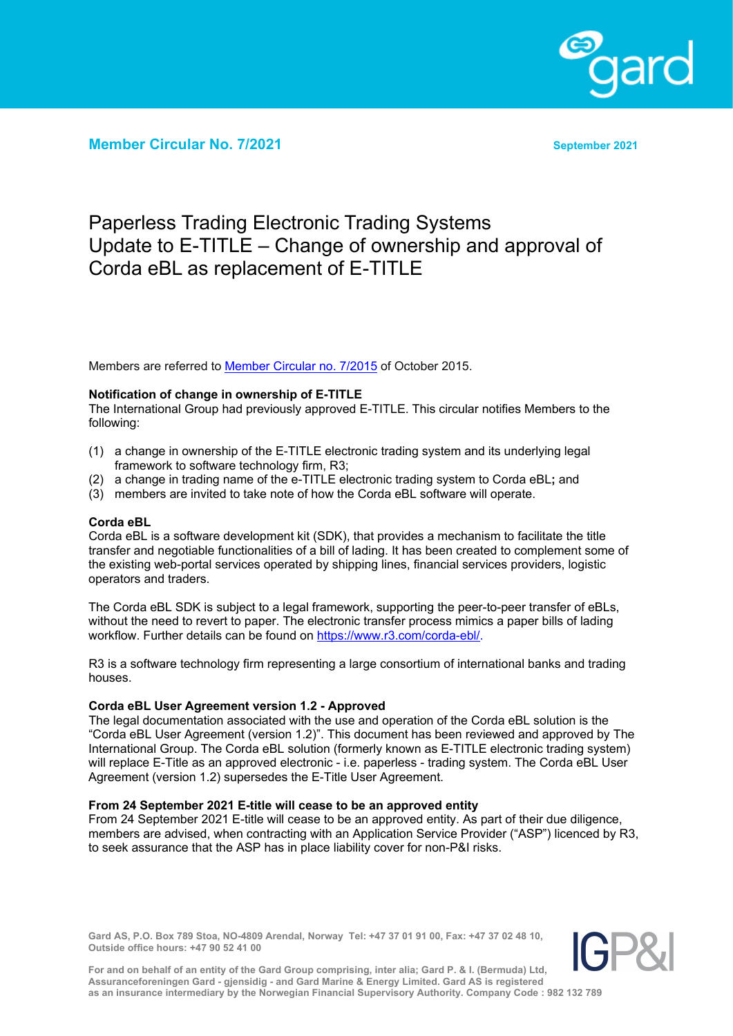**Member Circular No. 7/2021**

**September 2021**

# Paperless Trading Electronic Trading Systems Update to E-TITLE – Change of ownership and approval of Corda eBL as replacement of E-TITLE

Members are referred to [Member Circular no. 7/2015](Member Circular no. 7/2015) of October 2015.

**Notification of change in ownership of E-TITLE**

The International Group had previously approved E-TITLE. This circular notifies Members to the following:

(1) a change in ownership of the E-TITLE electronic trading system and its underlying legal framework to software technology firm, R3;
(2) a change in trading name of the e-TITLE electronic trading system to Corda eBL**;** and
(3) members are invited to take note of how the Corda eBL software will operate.

**Corda eBL**

Corda eBL is a software development kit (SDK), that provides a mechanism to facilitate the title transfer and negotiable functionalities of a bill of lading. It has been created to complement some of the existing web-portal services operated by shipping lines, financial services providers, logistic operators and traders.

The Corda eBL SDK is subject to a legal framework, supporting the peer-to-peer transfer of eBLs, without the need to revert to paper. The electronic transfer process mimics a paper bills of lading workflow. Further details can be found on https://www.r3.com/corda-ebl/.

R3 is a software technology firm representing a large consortium of international banks and trading houses.

**Corda eBL User Agreement version 1.2 - Approved**

The legal documentation associated with the use and operation of the Corda eBL solution is the "Corda eBL User Agreement (version 1.2)". This document has been reviewed and approved by The International Group. The Corda eBL solution (formerly known as E-TITLE electronic trading system) will replace E-Title as an approved electronic - i.e. paperless - trading system. The Corda eBL User Agreement (version 1.2) supersedes the E-Title User Agreement.

**From 24 September 2021 E-title will cease to be an approved entity**

From 24 September 2021 E-title will cease to be an approved entity. As part of their due diligence, members are advised, when contracting with an Application Service Provider ("ASP") licenced by R3, to seek assurance that the ASP has in place liability cover for non-P&I risks.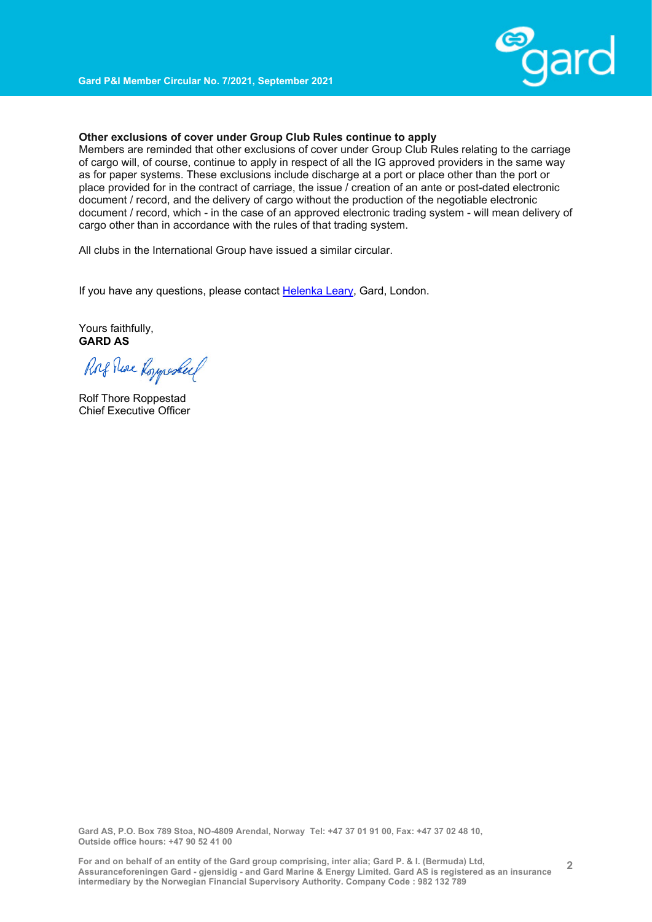**Other exclusions of cover under Group Club Rules continue to apply**
Members are reminded that other exclusions of cover under Group Club Rules relating to the carriage of cargo will, of course, continue to apply in respect of all the IG approved providers in the same way as for paper systems. These exclusions include discharge at a port or place other than the port or place provided for in the contract of carriage, the issue / creation of an ante or post-dated electronic document / record, and the delivery of cargo without the production of the negotiable electronic document / record, which - in the case of an approved electronic trading system - will mean delivery of cargo other than in accordance with the rules of that trading system.

All clubs in the International Group have issued a similar circular.

If you have any questions, please contact Helenka Leary, Gard, London.

Yours faithfully,
**GARD AS**

Rolf Thore Roppestad
Chief Executive Officer